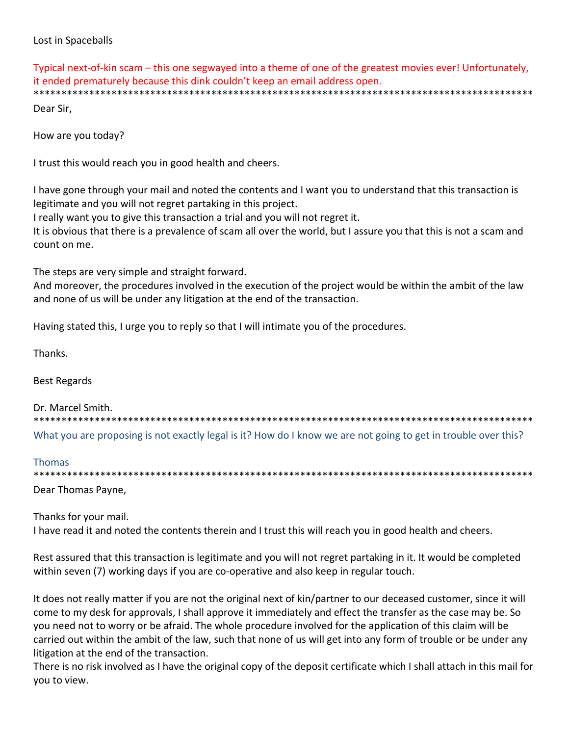Lost in Spaceballs

Typical next-of-kin scam – this one segwayed into a theme of one of the greatest movies ever! Unfortunately, it ended prematurely because this dink couldn't keep an email address open.

*********************************************************************************************

Dear Sir,

How are you today?

I trust this would reach you in good health and cheers.

I have gone through your mail and noted the contents and I want you to understand that this transaction is legitimate and you will not regret partaking in this project.
I really want you to give this transaction a trial and you will not regret it.
It is obvious that there is a prevalence of scam all over the world, but I assure you that this is not a scam and count on me.

The steps are very simple and straight forward.
And moreover, the procedures involved in the execution of the project would be within the ambit of the law and none of us will be under any litigation at the end of the transaction.

Having stated this, I urge you to reply so that I will intimate you of the procedures.

Thanks.

Best Regards

Dr. Marcel Smith.

*********************************************************************************************

What you are proposing is not exactly legal is it? How do I know we are not going to get in trouble over this?

Thomas

*********************************************************************************************

Dear Thomas Payne,

Thanks for your mail.
I have read it and noted the contents therein and I trust this will reach you in good health and cheers.

Rest assured that this transaction is legitimate and you will not regret partaking in it. It would be completed within seven (7) working days if you are co-operative and also keep in regular touch.

It does not really matter if you are not the original next of kin/partner to our deceased customer, since it will come to my desk for approvals, I shall approve it immediately and effect the transfer as the case may be. So you need not to worry or be afraid. The whole procedure involved for the application of this claim will be carried out within the ambit of the law, such that none of us will get into any form of trouble or be under any litigation at the end of the transaction.
There is no risk involved as I have the original copy of the deposit certificate which I shall attach in this mail for you to view.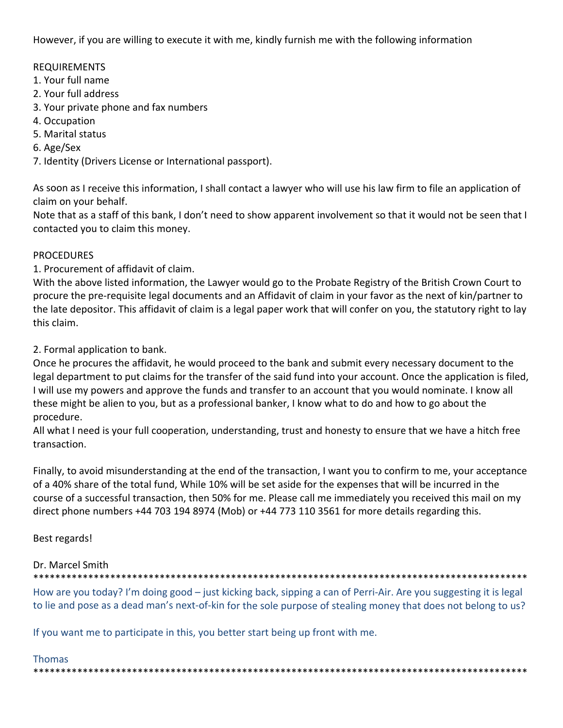However, if you are willing to execute it with me, kindly furnish me with the following information

REQUIREMENTS
1. Your full name
2. Your full address
3. Your private phone and fax numbers
4. Occupation
5. Marital status
6. Age/Sex
7. Identity (Drivers License or International passport).

As soon as I receive this information, I shall contact a lawyer who will use his law firm to file an application of claim on your behalf.
Note that as a staff of this bank, I don't need to show apparent involvement so that it would not be seen that I contacted you to claim this money.

PROCEDURES
1. Procurement of affidavit of claim.
With the above listed information, the Lawyer would go to the Probate Registry of the British Crown Court to procure the pre-requisite legal documents and an Affidavit of claim in your favor as the next of kin/partner to the late depositor. This affidavit of claim is a legal paper work that will confer on you, the statutory right to lay this claim.

2. Formal application to bank.
Once he procures the affidavit, he would proceed to the bank and submit every necessary document to the legal department to put claims for the transfer of the said fund into your account. Once the application is filed, I will use my powers and approve the funds and transfer to an account that you would nominate. I know all these might be alien to you, but as a professional banker, I know what to do and how to go about the procedure.
All what I need is your full cooperation, understanding, trust and honesty to ensure that we have a hitch free transaction.

Finally, to avoid misunderstanding at the end of the transaction, I want you to confirm to me, your acceptance of a 40% share of the total fund, While 10% will be set aside for the expenses that will be incurred in the course of a successful transaction, then 50% for me. Please call me immediately you received this mail on my direct phone numbers +44 703 194 8974 (Mob) or +44 773 110 3561 for more details regarding this.

Best regards!

Dr. Marcel Smith

*********************************************************************************************

How are you today? I'm doing good – just kicking back, sipping a can of Perri-Air. Are you suggesting it is legal to lie and pose as a dead man's next-of-kin for the sole purpose of stealing money that does not belong to us?

If you want me to participate in this, you better start being up front with me.

Thomas

*********************************************************************************************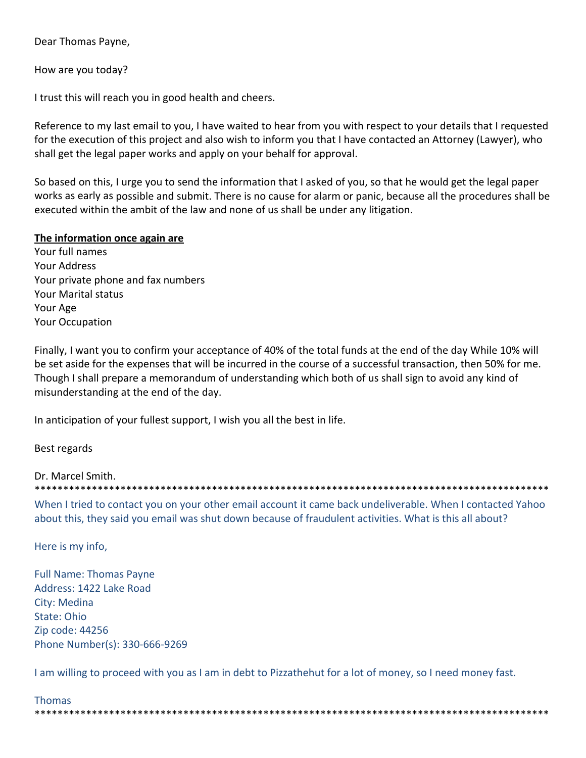Dear Thomas Payne,

How are you today?

I trust this will reach you in good health and cheers.

Reference to my last email to you, I have waited to hear from you with respect to your details that I requested for the execution of this project and also wish to inform you that I have contacted an Attorney (Lawyer), who shall get the legal paper works and apply on your behalf for approval.

So based on this, I urge you to send the information that I asked of you, so that he would get the legal paper works as early as possible and submit. There is no cause for alarm or panic, because all the procedures shall be executed within the ambit of the law and none of us shall be under any litigation.

**The information once again are**
Your full names
Your Address
Your private phone and fax numbers
Your Marital status
Your Age
Your Occupation

Finally, I want you to confirm your acceptance of 40% of the total funds at the end of the day While 10% will be set aside for the expenses that will be incurred in the course of a successful transaction, then 50% for me. Though I shall prepare a memorandum of understanding which both of us shall sign to avoid any kind of misunderstanding at the end of the day.

In anticipation of your fullest support, I wish you all the best in life.

Best regards

Dr. Marcel Smith.

*********************************************************************************************

When I tried to contact you on your other email account it came back undeliverable. When I contacted Yahoo about this, they said you email was shut down because of fraudulent activities. What is this all about?

Here is my info,

Full Name: Thomas Payne
Address: 1422 Lake Road
City: Medina
State: Ohio
Zip code: 44256
Phone Number(s): 330-666-9269

I am willing to proceed with you as I am in debt to Pizzathehut for a lot of money, so I need money fast.

Thomas

*********************************************************************************************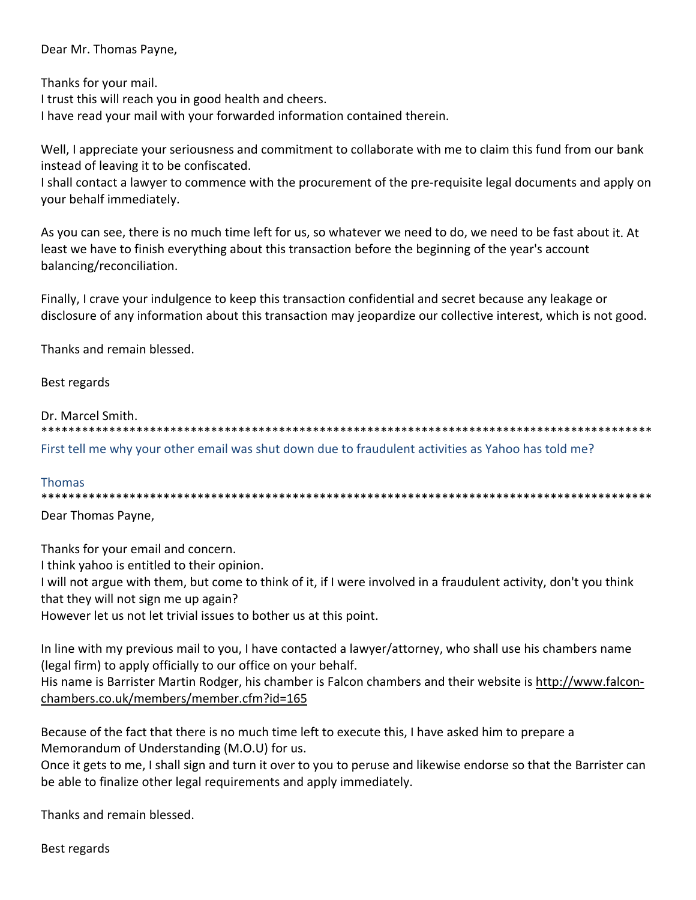Dear Mr. Thomas Payne,

Thanks for your mail.
I trust this will reach you in good health and cheers.
I have read your mail with your forwarded information contained therein.

Well, I appreciate your seriousness and commitment to collaborate with me to claim this fund from our bank instead of leaving it to be confiscated.
I shall contact a lawyer to commence with the procurement of the pre-requisite legal documents and apply on your behalf immediately.

As you can see, there is no much time left for us, so whatever we need to do, we need to be fast about it. At least we have to finish everything about this transaction before the beginning of the year's account balancing/reconciliation.

Finally, I crave your indulgence to keep this transaction confidential and secret because any leakage or disclosure of any information about this transaction may jeopardize our collective interest, which is not good.

Thanks and remain blessed.

Best regards

Dr. Marcel Smith.
**********************************************************************************************

First tell me why your other email was shut down due to fraudulent activities as Yahoo has told me?

Thomas
**********************************************************************************************

Dear Thomas Payne,

Thanks for your email and concern.
I think yahoo is entitled to their opinion.
I will not argue with them, but come to think of it, if I were involved in a fraudulent activity, don't you think that they will not sign me up again?
However let us not let trivial issues to bother us at this point.

In line with my previous mail to you, I have contacted a lawyer/attorney, who shall use his chambers name (legal firm) to apply officially to our office on your behalf.
His name is Barrister Martin Rodger, his chamber is Falcon chambers and their website is http://www.falcon-chambers.co.uk/members/member.cfm?id=165

Because of the fact that there is no much time left to execute this, I have asked him to prepare a Memorandum of Understanding (M.O.U) for us.
Once it gets to me, I shall sign and turn it over to you to peruse and likewise endorse so that the Barrister can be able to finalize other legal requirements and apply immediately.

Thanks and remain blessed.

Best regards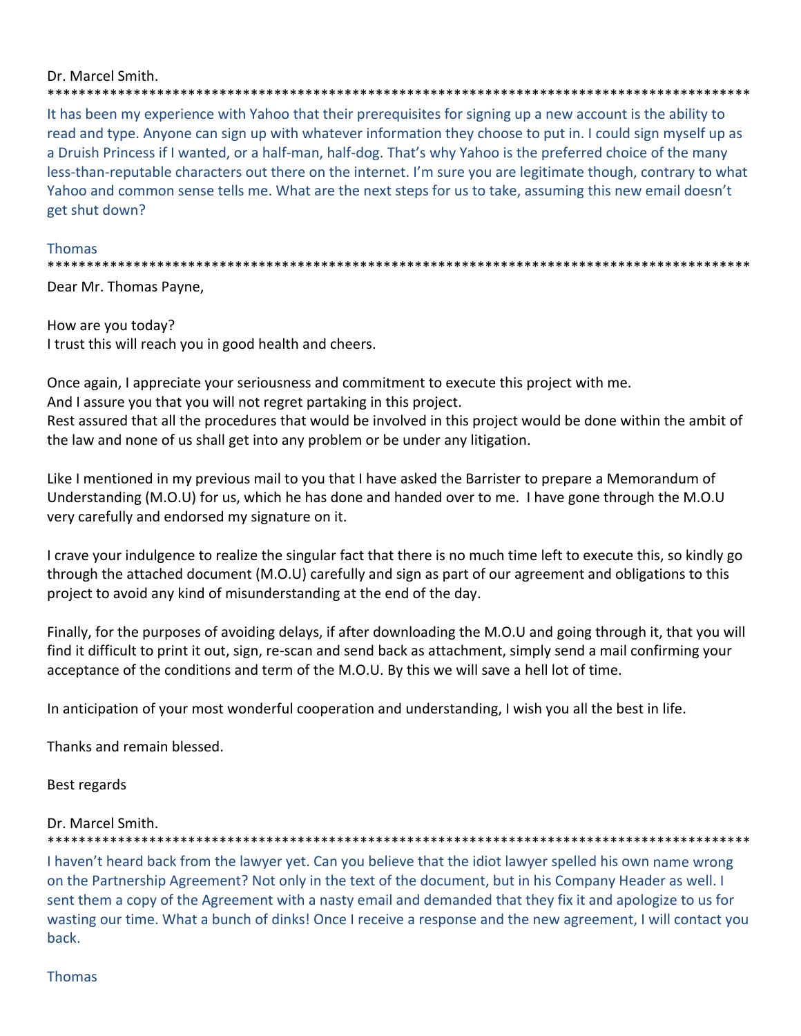Dr. Marcel Smith.

*******************************************************************************************

It has been my experience with Yahoo that their prerequisites for signing up a new account is the ability to read and type. Anyone can sign up with whatever information they choose to put in. I could sign myself up as a Druish Princess if I wanted, or a half-man, half-dog. That's why Yahoo is the preferred choice of the many less-than-reputable characters out there on the internet. I'm sure you are legitimate though, contrary to what Yahoo and common sense tells me. What are the next steps for us to take, assuming this new email doesn't get shut down?

Thomas

*******************************************************************************************

Dear Mr. Thomas Payne,

How are you today?
I trust this will reach you in good health and cheers.

Once again, I appreciate your seriousness and commitment to execute this project with me.
And I assure you that you will not regret partaking in this project.
Rest assured that all the procedures that would be involved in this project would be done within the ambit of the law and none of us shall get into any problem or be under any litigation.

Like I mentioned in my previous mail to you that I have asked the Barrister to prepare a Memorandum of Understanding (M.O.U) for us, which he has done and handed over to me. I have gone through the M.O.U very carefully and endorsed my signature on it.

I crave your indulgence to realize the singular fact that there is no much time left to execute this, so kindly go through the attached document (M.O.U) carefully and sign as part of our agreement and obligations to this project to avoid any kind of misunderstanding at the end of the day.

Finally, for the purposes of avoiding delays, if after downloading the M.O.U and going through it, that you will find it difficult to print it out, sign, re-scan and send back as attachment, simply send a mail confirming your acceptance of the conditions and term of the M.O.U. By this we will save a hell lot of time.

In anticipation of your most wonderful cooperation and understanding, I wish you all the best in life.

Thanks and remain blessed.

Best regards

Dr. Marcel Smith.

*******************************************************************************************

I haven't heard back from the lawyer yet. Can you believe that the idiot lawyer spelled his own name wrong on the Partnership Agreement? Not only in the text of the document, but in his Company Header as well. I sent them a copy of the Agreement with a nasty email and demanded that they fix it and apologize to us for wasting our time. What a bunch of dinks! Once I receive a response and the new agreement, I will contact you back.

Thomas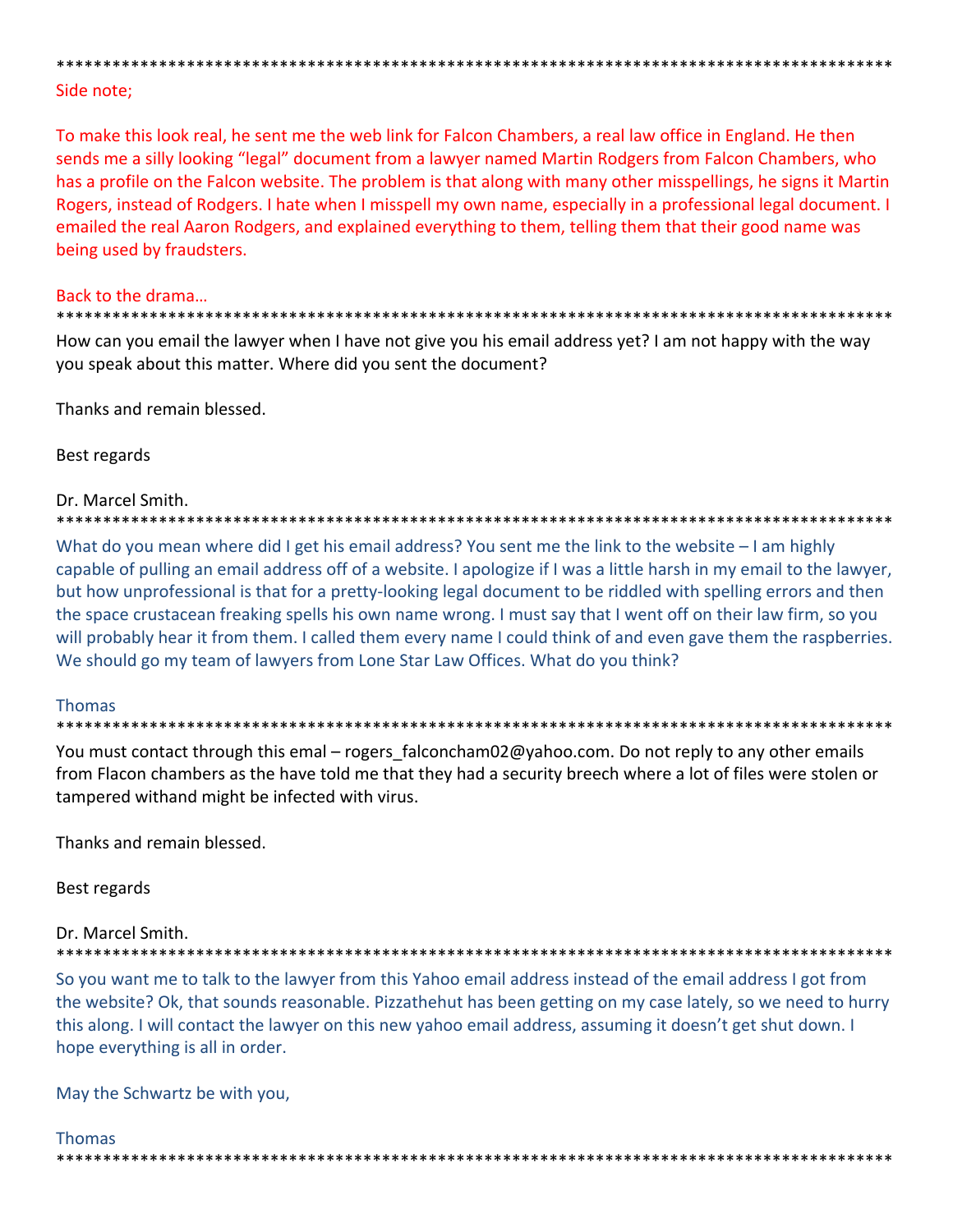*******************************************************************************************

Side note;

To make this look real, he sent me the web link for Falcon Chambers, a real law office in England. He then sends me a silly looking "legal" document from a lawyer named Martin Rodgers from Falcon Chambers, who has a profile on the Falcon website. The problem is that along with many other misspellings, he signs it Martin Rogers, instead of Rodgers. I hate when I misspell my own name, especially in a professional legal document. I emailed the real Aaron Rodgers, and explained everything to them, telling them that their good name was being used by fraudsters.

Back to the drama…

*******************************************************************************************

How can you email the lawyer when I have not give you his email address yet? I am not happy with the way you speak about this matter. Where did you sent the document?

Thanks and remain blessed.

Best regards

Dr. Marcel Smith.

*******************************************************************************************

What do you mean where did I get his email address? You sent me the link to the website – I am highly capable of pulling an email address off of a website. I apologize if I was a little harsh in my email to the lawyer, but how unprofessional is that for a pretty-looking legal document to be riddled with spelling errors and then the space crustacean freaking spells his own name wrong. I must say that I went off on their law firm, so you will probably hear it from them. I called them every name I could think of and even gave them the raspberries. We should go my team of lawyers from Lone Star Law Offices. What do you think?

Thomas

*******************************************************************************************

You must contact through this emal – rogers_falconcham02@yahoo.com. Do not reply to any other emails from Flacon chambers as the have told me that they had a security breech where a lot of files were stolen or tampered withand might be infected with virus.

Thanks and remain blessed.

Best regards

Dr. Marcel Smith.

*******************************************************************************************

So you want me to talk to the lawyer from this Yahoo email address instead of the email address I got from the website? Ok, that sounds reasonable. Pizzathehut has been getting on my case lately, so we need to hurry this along. I will contact the lawyer on this new yahoo email address, assuming it doesn't get shut down. I hope everything is all in order.

May the Schwartz be with you,

Thomas

*******************************************************************************************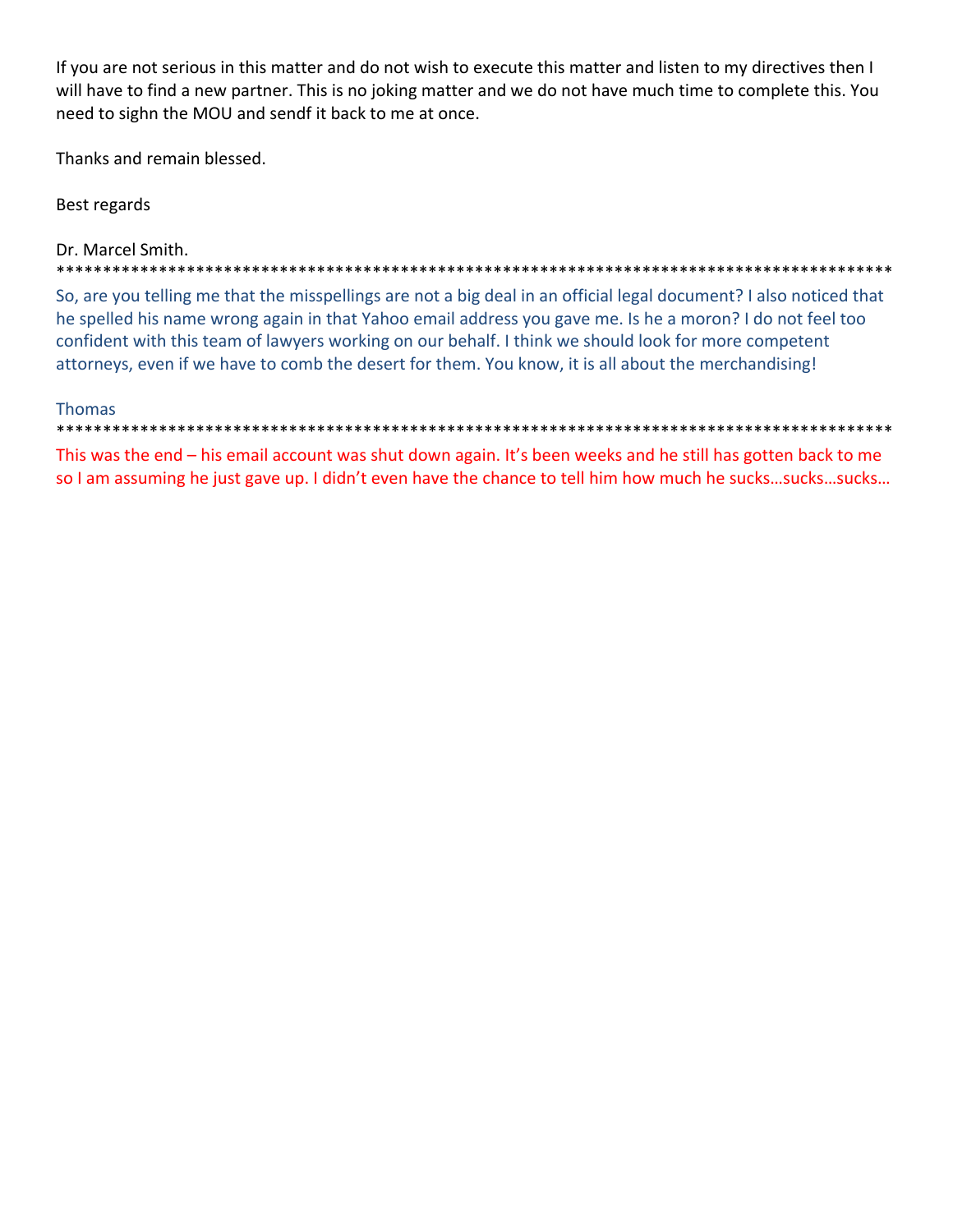If you are not serious in this matter and do not wish to execute this matter and listen to my directives then I will have to find a new partner. This is no joking matter and we do not have much time to complete this. You need to sighn the MOU and sendf it back to me at once.

Thanks and remain blessed.

Best regards

Dr. Marcel Smith.

*********************************************************************************************

So, are you telling me that the misspellings are not a big deal in an official legal document? I also noticed that he spelled his name wrong again in that Yahoo email address you gave me. Is he a moron? I do not feel too confident with this team of lawyers working on our behalf. I think we should look for more competent attorneys, even if we have to comb the desert for them. You know, it is all about the merchandising!

Thomas

*********************************************************************************************

This was the end – his email account was shut down again. It's been weeks and he still has gotten back to me so I am assuming he just gave up. I didn't even have the chance to tell him how much he sucks…sucks…sucks…